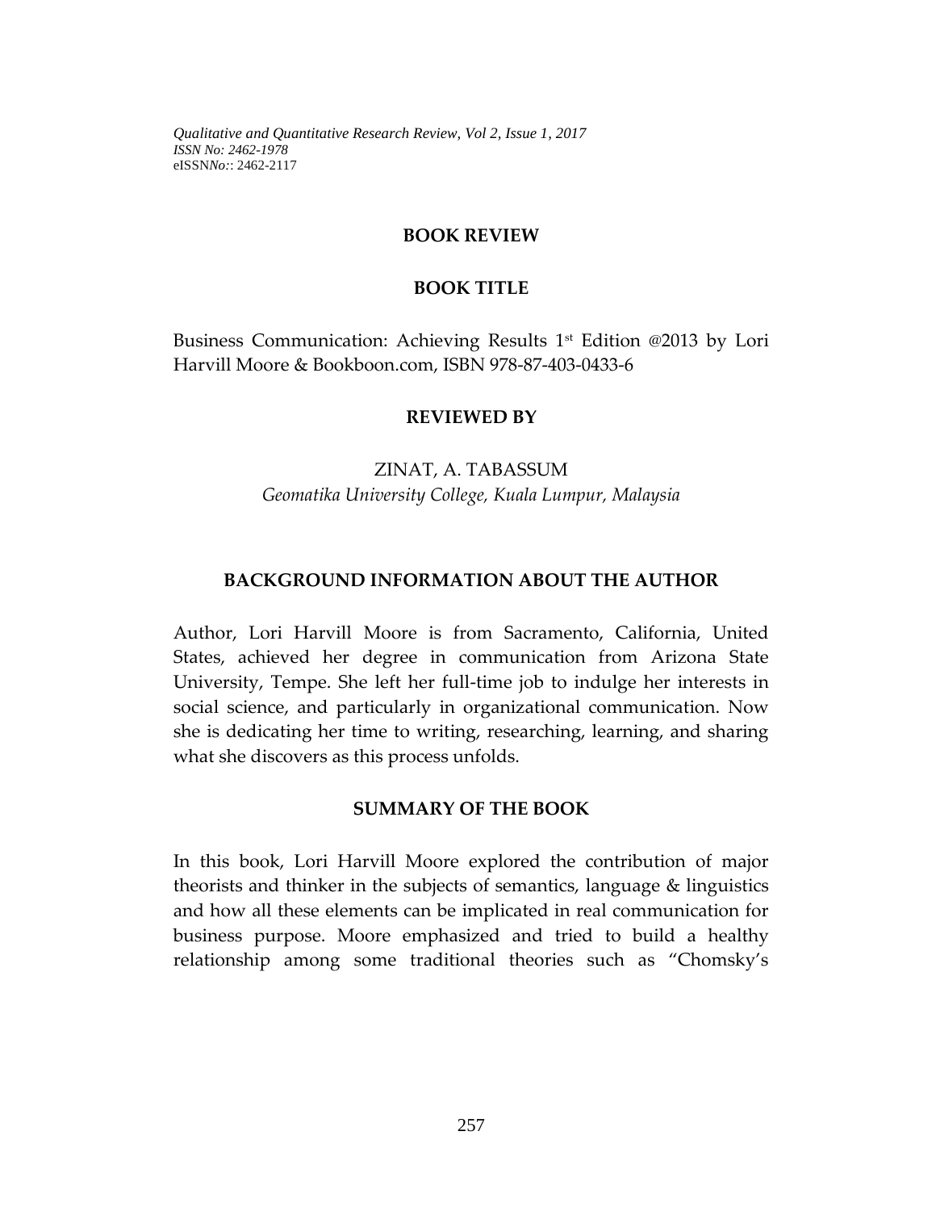## BOOK REVIEW

## BOOK TITLE

Business Communication: Achieving Results 1st Edition @2013 by Lori Harvill Moore & Bookboon.com, ISBN 978-87-403-0433-6

## REVIEWED BY

ZINAT, A. TABASSUM
*Geomatika University College, Kuala Lumpur, Malaysia*

## BACKGROUND INFORMATION ABOUT THE AUTHOR

Author, Lori Harvill Moore is from Sacramento, California, United States, achieved her degree in communication from Arizona State University, Tempe. She left her full-time job to indulge her interests in social science, and particularly in organizational communication. Now she is dedicating her time to writing, researching, learning, and sharing what she discovers as this process unfolds.

## SUMMARY OF THE BOOK

In this book, Lori Harvill Moore explored the contribution of major theorists and thinker in the subjects of semantics, language & linguistics and how all these elements can be implicated in real communication for business purpose. Moore emphasized and tried to build a healthy relationship among some traditional theories such as "Chomsky's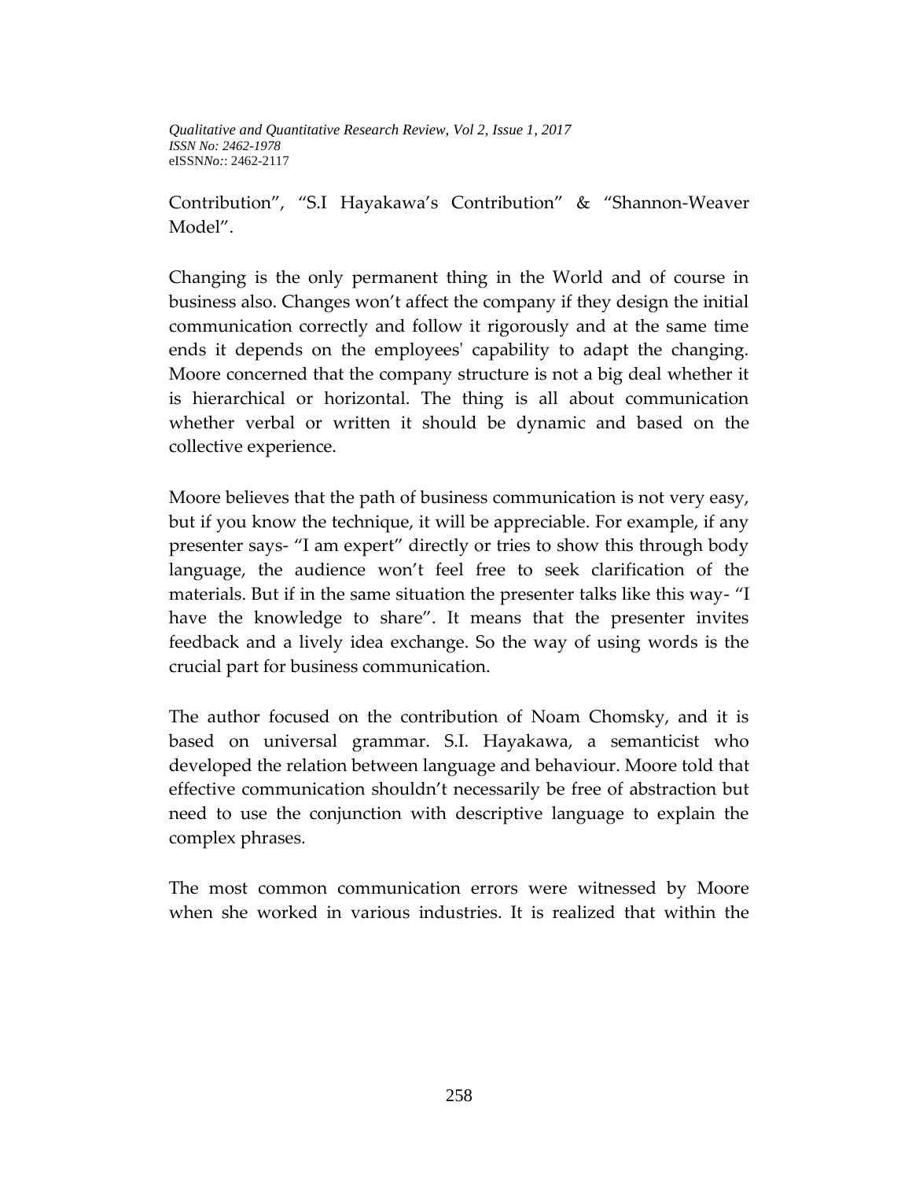Contribution", "S.I Hayakawa's Contribution" & "Shannon-Weaver Model".

Changing is the only permanent thing in the World and of course in business also. Changes won't affect the company if they design the initial communication correctly and follow it rigorously and at the same time ends it depends on the employees' capability to adapt the changing. Moore concerned that the company structure is not a big deal whether it is hierarchical or horizontal. The thing is all about communication whether verbal or written it should be dynamic and based on the collective experience.

Moore believes that the path of business communication is not very easy, but if you know the technique, it will be appreciable. For example, if any presenter says- "I am expert" directly or tries to show this through body language, the audience won't feel free to seek clarification of the materials. But if in the same situation the presenter talks like this way- "I have the knowledge to share". It means that the presenter invites feedback and a lively idea exchange. So the way of using words is the crucial part for business communication.

The author focused on the contribution of Noam Chomsky, and it is based on universal grammar. S.I. Hayakawa, a semanticist who developed the relation between language and behaviour. Moore told that effective communication shouldn't necessarily be free of abstraction but need to use the conjunction with descriptive language to explain the complex phrases.

The most common communication errors were witnessed by Moore when she worked in various industries. It is realized that within the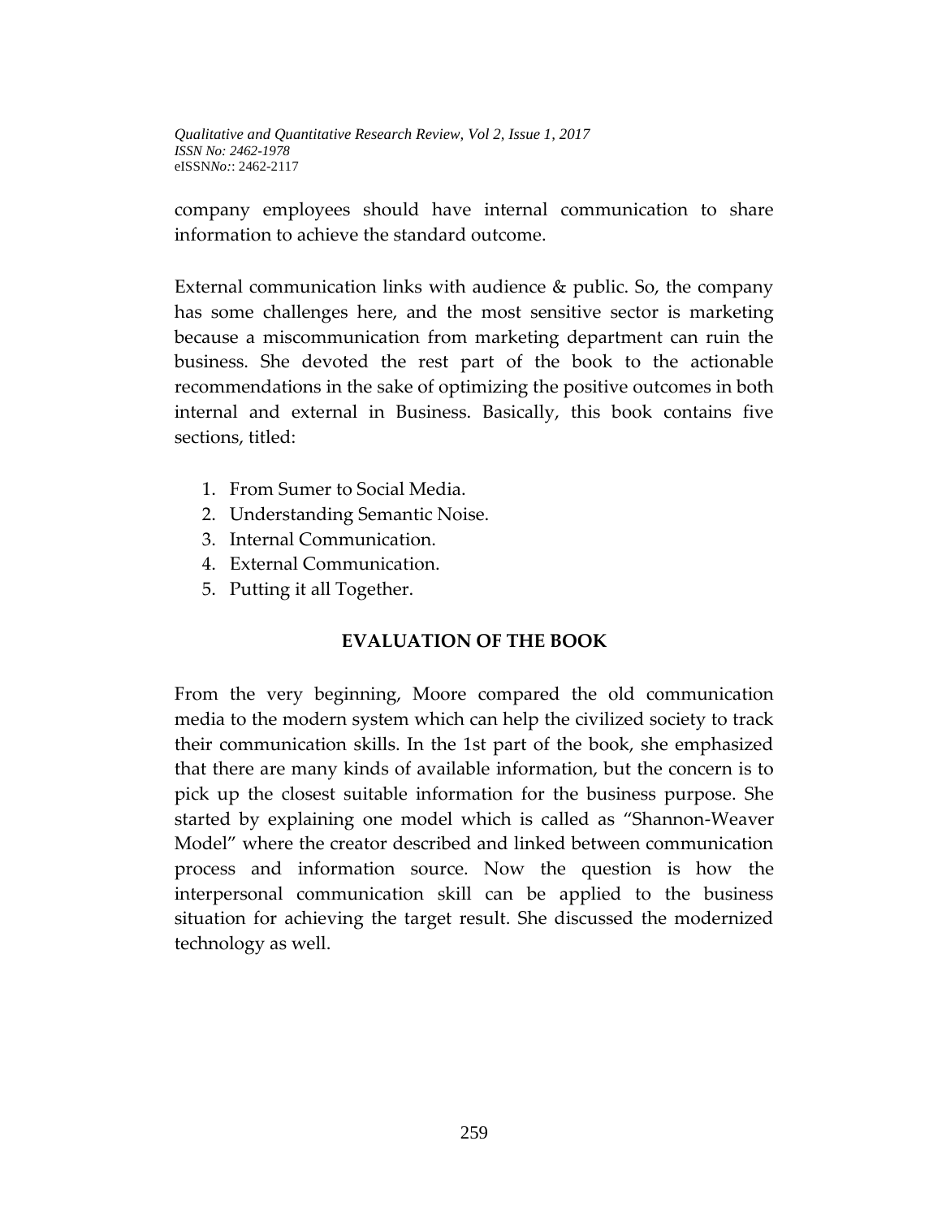company employees should have internal communication to share information to achieve the standard outcome.

External communication links with audience & public. So, the company has some challenges here, and the most sensitive sector is marketing because a miscommunication from marketing department can ruin the business. She devoted the rest part of the book to the actionable recommendations in the sake of optimizing the positive outcomes in both internal and external in Business. Basically, this book contains five sections, titled:

1. From Sumer to Social Media.
2. Understanding Semantic Noise.
3. Internal Communication.
4. External Communication.
5. Putting it all Together.

## EVALUATION OF THE BOOK

From the very beginning, Moore compared the old communication media to the modern system which can help the civilized society to track their communication skills. In the 1st part of the book, she emphasized that there are many kinds of available information, but the concern is to pick up the closest suitable information for the business purpose. She started by explaining one model which is called as “Shannon-Weaver Model” where the creator described and linked between communication process and information source. Now the question is how the interpersonal communication skill can be applied to the business situation for achieving the target result. She discussed the modernized technology as well.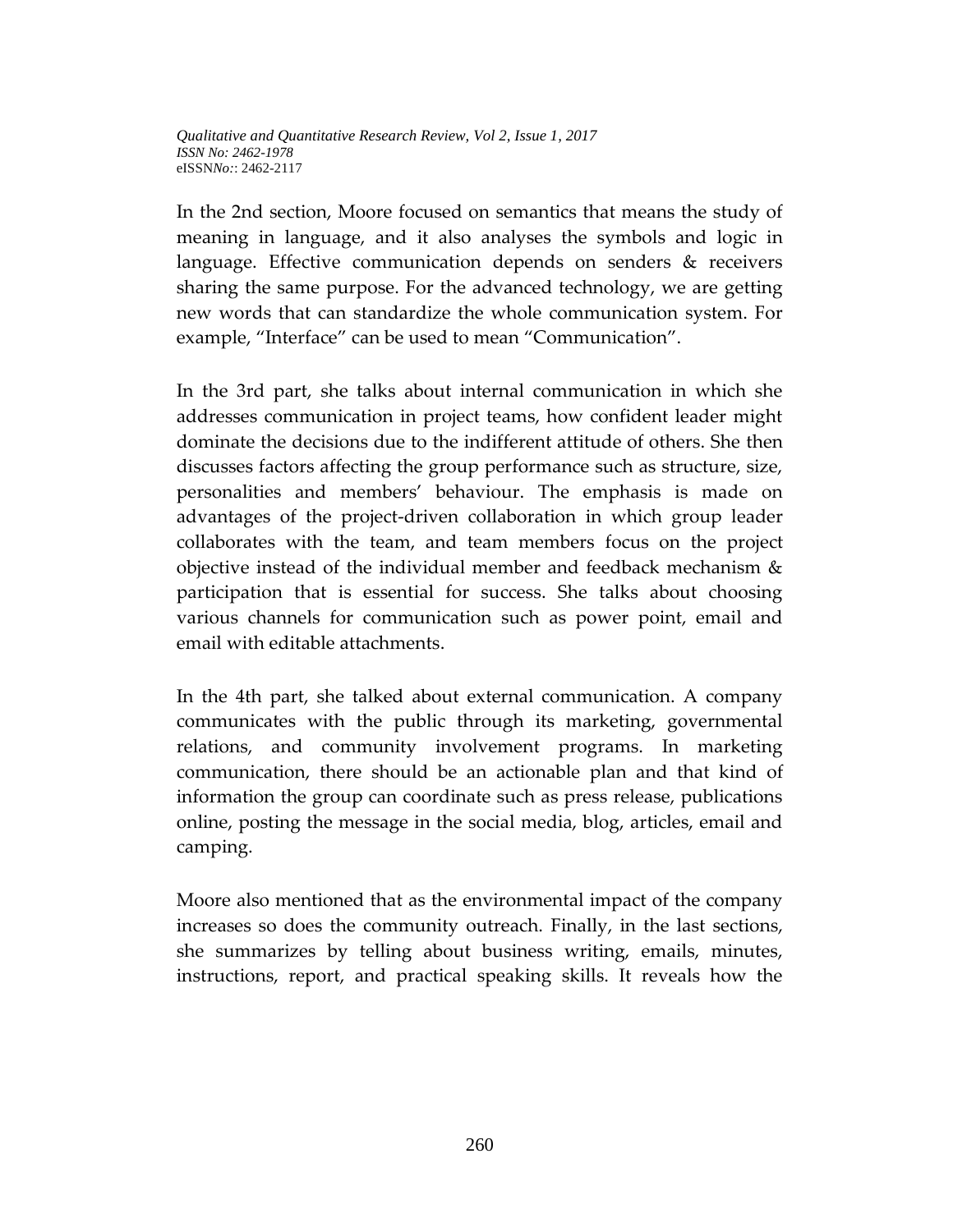In the 2nd section, Moore focused on semantics that means the study of meaning in language, and it also analyses the symbols and logic in language. Effective communication depends on senders & receivers sharing the same purpose. For the advanced technology, we are getting new words that can standardize the whole communication system. For example, "Interface" can be used to mean "Communication".

In the 3rd part, she talks about internal communication in which she addresses communication in project teams, how confident leader might dominate the decisions due to the indifferent attitude of others. She then discusses factors affecting the group performance such as structure, size, personalities and members' behaviour. The emphasis is made on advantages of the project-driven collaboration in which group leader collaborates with the team, and team members focus on the project objective instead of the individual member and feedback mechanism & participation that is essential for success. She talks about choosing various channels for communication such as power point, email and email with editable attachments.

In the 4th part, she talked about external communication. A company communicates with the public through its marketing, governmental relations, and community involvement programs. In marketing communication, there should be an actionable plan and that kind of information the group can coordinate such as press release, publications online, posting the message in the social media, blog, articles, email and camping.

Moore also mentioned that as the environmental impact of the company increases so does the community outreach. Finally, in the last sections, she summarizes by telling about business writing, emails, minutes, instructions, report, and practical speaking skills. It reveals how the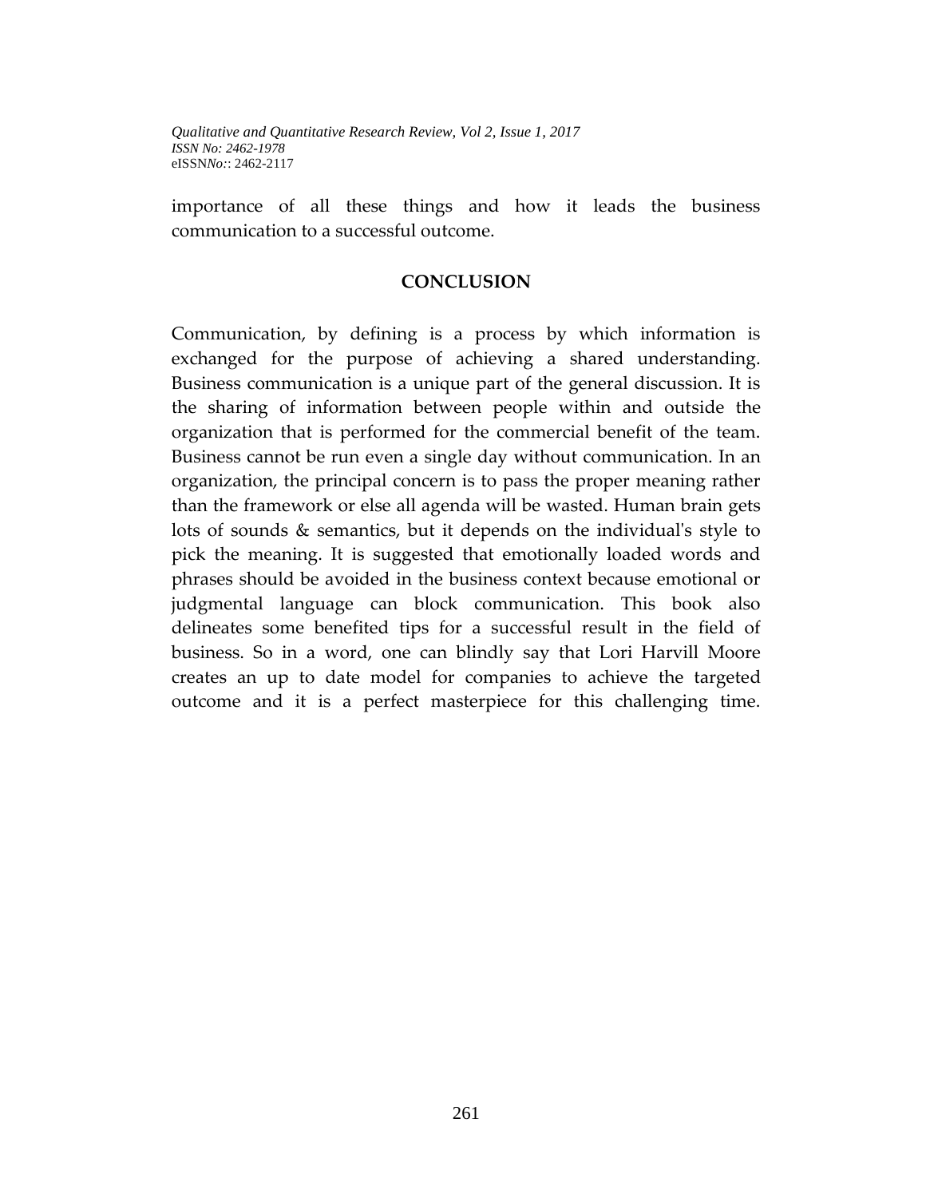importance of all these things and how it leads the business communication to a successful outcome.

## CONCLUSION

Communication, by defining is a process by which information is exchanged for the purpose of achieving a shared understanding. Business communication is a unique part of the general discussion. It is the sharing of information between people within and outside the organization that is performed for the commercial benefit of the team. Business cannot be run even a single day without communication. In an organization, the principal concern is to pass the proper meaning rather than the framework or else all agenda will be wasted. Human brain gets lots of sounds & semantics, but it depends on the individual's style to pick the meaning. It is suggested that emotionally loaded words and phrases should be avoided in the business context because emotional or judgmental language can block communication. This book also delineates some benefited tips for a successful result in the field of business. So in a word, one can blindly say that Lori Harvill Moore creates an up to date model for companies to achieve the targeted outcome and it is a perfect masterpiece for this challenging time.